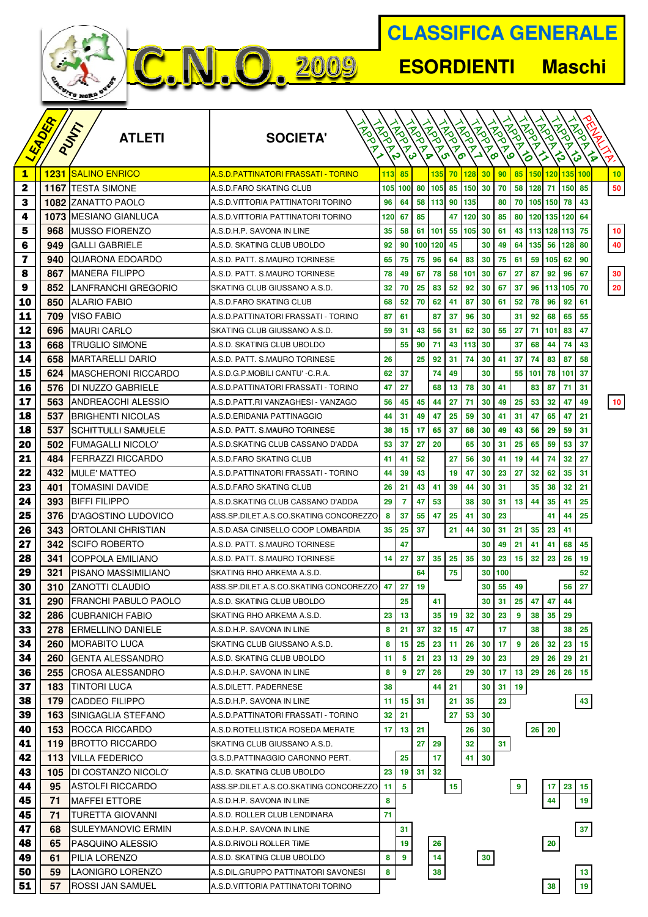# C.N.O. 2009

## CLASSIFICA GENERALE

## ESORDIENTI Maschi

| LEADER | PUNTI | ATLETI | SOCIETA' | TAPPA 1 | TAPPA 2 | TAPPA 3 | TAPPA 4 | TAPPA 5 | TAPPA 6 | TAPPA 7 | TAPPA 8 | TAPPA 9 | TAPPA 10 | TAPPA 11 | TAPPA 12 | TAPPA 13 | TAPPA 14 | PENALITA' |
|---|---|---|---|---|---|---|---|---|---|---|---|---|---|---|---|---|---|---|
| 1 | 1231 | SALINO ENRICO | A.S.D.PATTINATORI FRASSATI - TORINO | 113 | 85 | | 135 | 70 | 128 | 30 | 90 | 85 | 150 | 120 | 135 | 100 | | 10 |
| 2 | 1167 | TESTA SIMONE | A.S.D.FARO SKATING CLUB | 105 | 100 | 80 | 105 | 85 | 150 | 30 | 70 | 58 | 128 | 71 | 150 | 85 | | 50 |
| 3 | 1082 | ZANATTO PAOLO | A.S.D.VITTORIA PATTINATORI TORINO | 96 | 64 | 58 | 113 | 90 | 135 | | 80 | 70 | 105 | 150 | 78 | 43 | | |
| 4 | 1073 | MESIANO GIANLUCA | A.S.D.VITTORIA PATTINATORI TORINO | 120 | 67 | 85 | | 47 | 120 | 30 | 85 | 80 | 120 | 135 | 120 | 64 | | |
| 5 | 968 | MUSSO FIORENZO | A.S.D.H.P. SAVONA IN LINE | 35 | 58 | 61 | 101 | 55 | 105 | 30 | 61 | 43 | 113 | 128 | 113 | 75 | | 10 |
| 6 | 949 | GALLI GABRIELE | A.S.D. SKATING CLUB UBOLDO | 92 | 90 | 100 | 120 | 45 | | 30 | 49 | 64 | 135 | 56 | 128 | 80 | | 40 |
| 7 | 940 | QUARONA EDOARDO | A.S.D. PATT. S.MAURO TORINESE | 65 | 75 | 75 | 96 | 64 | 83 | 30 | 75 | 61 | 59 | 105 | 62 | 90 | | |
| 8 | 867 | MANERA FILIPPO | A.S.D. PATT. S.MAURO TORINESE | 78 | 49 | 67 | 78 | 58 | 101 | 30 | 67 | 27 | 87 | 92 | 96 | 67 | | 30 |
| 9 | 852 | LANFRANCHI GREGORIO | SKATING CLUB GIUSSANO A.S.D. | 32 | 70 | 25 | 83 | 52 | 92 | 30 | 67 | 37 | 96 | 113 | 105 | 70 | | 20 |
| 10 | 850 | ALARIO FABIO | A.S.D.FARO SKATING CLUB | 68 | 52 | 70 | 62 | 41 | 87 | 30 | 61 | 52 | 78 | 96 | 92 | 61 | | |
| 11 | 709 | VISO FABIO | A.S.D.PATTINATORI FRASSATI - TORINO | 87 | 61 | | 87 | 37 | 96 | 30 | | 31 | 92 | 68 | 65 | 55 | | |
| 12 | 696 | MAURI CARLO | SKATING CLUB GIUSSANO A.S.D. | 59 | 31 | 43 | 56 | 31 | 62 | 30 | 55 | 27 | 71 | 101 | 83 | 47 | | |
| 13 | 668 | TRUGLIO SIMONE | A.S.D. SKATING CLUB UBOLDO | | 55 | 90 | 71 | 43 | 113 | 30 | | 37 | 68 | 44 | 74 | 43 | | |
| 14 | 658 | MARTARELLI DARIO | A.S.D. PATT. S.MAURO TORINESE | 26 | | 25 | 92 | 31 | 74 | 30 | 41 | 37 | 74 | 83 | 87 | 58 | | |
| 15 | 624 | MASCHERONI RICCARDO | A.S.D.G.P.MOBILI CANTU' -C.R.A. | 62 | 37 | | 74 | 49 | | 30 | | 55 | 101 | 78 | 101 | 37 | | |
| 16 | 576 | DI NUZZO GABRIELE | A.S.D.PATTINATORI FRASSATI - TORINO | 47 | 27 | | 68 | 13 | 78 | 30 | 41 | | 83 | 87 | 71 | 31 | | |
| 17 | 563 | ANDREACCHI ALESSIO | A.S.D.PATT.RI VANZAGHESI - VANZAGO | 56 | 45 | 45 | 44 | 27 | 71 | 30 | 49 | 25 | 53 | 32 | 47 | 49 | | 10 |
| 18 | 537 | BRIGHENTI NICOLAS | A.S.D.ERIDANIA PATTINAGGIO | 44 | 31 | 49 | 47 | 25 | 59 | 30 | 41 | 31 | 47 | 65 | 47 | 21 | | |
| 18 | 537 | SCHITTULLI SAMUELE | A.S.D. PATT. S.MAURO TORINESE | 38 | 15 | 17 | 65 | 37 | 68 | 30 | 49 | 43 | 56 | 29 | 59 | 31 | | |
| 20 | 502 | FUMAGALLI NICOLO' | A.S.D.SKATING CLUB CASSANO D'ADDA | 53 | 37 | 27 | 20 | | 65 | 30 | 31 | 25 | 65 | 59 | 53 | 37 | | |
| 21 | 484 | FERRAZZI RICCARDO | A.S.D.FARO SKATING CLUB | 41 | 41 | 52 | | 27 | 56 | 30 | 41 | 19 | 44 | 74 | 32 | 27 | | |
| 22 | 432 | MULE' MATTEO | A.S.D.PATTINATORI FRASSATI - TORINO | 44 | 39 | 43 | | 19 | 47 | 30 | 23 | 27 | 32 | 62 | 35 | 31 | | |
| 23 | 401 | TOMASINI DAVIDE | A.S.D.FARO SKATING CLUB | 26 | 21 | 43 | 41 | 39 | 44 | 30 | 31 | | 35 | 38 | 32 | 21 | | |
| 24 | 393 | BIFFI FILIPPO | A.S.D.SKATING CLUB CASSANO D'ADDA | 29 | 7 | 47 | 53 | | 38 | 30 | 31 | 13 | 44 | 35 | 41 | 25 | | |
| 25 | 376 | D'AGOSTINO LUDOVICO | ASS.SP.DILET.A.S.CO.SKATING CONCOREZZO | 8 | 37 | 55 | 47 | 25 | 41 | 30 | 23 | | | 41 | 44 | 25 | | |
| 26 | 343 | ORTOLANI CHRISTIAN | A.S.D.ASA CINISELLO COOP LOMBARDIA | 35 | 25 | 37 | | 21 | 44 | 30 | 31 | 21 | 35 | 23 | 41 | | | |
| 27 | 342 | SCIFO ROBERTO | A.S.D. PATT. S.MAURO TORINESE | | 47 | | | | | 30 | 49 | 21 | 41 | 41 | 68 | 45 | | |
| 28 | 341 | COPPOLA EMILIANO | A.S.D. PATT. S.MAURO TORINESE | 14 | 27 | 37 | 35 | 25 | 35 | 30 | 23 | 15 | 32 | 23 | 26 | 19 | | |
| 29 | 321 | PISANO MASSIMILIANO | SKATING RHO ARKEMA A.S.D. | | | 64 | | 75 | | 30 | 100 | | | | | 52 | | |
| 30 | 310 | ZANOTTI CLAUDIO | ASS.SP.DILET.A.S.CO.SKATING CONCOREZZO | 47 | 27 | 19 | | | | 30 | 55 | 49 | | | 56 | 27 | | |
| 31 | 290 | FRANCHI PABULO PAOLO | A.S.D. SKATING CLUB UBOLDO | | 25 | | 41 | | | 30 | 31 | 25 | 47 | 47 | 44 | | | |
| 32 | 286 | CUBRANICH FABIO | SKATING RHO ARKEMA A.S.D. | 23 | 13 | | 35 | 19 | 32 | 30 | 23 | 9 | 38 | 35 | 29 | | | |
| 33 | 278 | ERMELLINO DANIELE | A.S.D.H.P. SAVONA IN LINE | 8 | 21 | 37 | 32 | 15 | 47 | | 17 | | 38 | | 38 | 25 | | |
| 34 | 260 | MORABITO LUCA | SKATING CLUB GIUSSANO A.S.D. | 8 | 15 | 25 | 23 | 11 | 26 | 30 | 17 | 9 | 26 | 32 | 23 | 15 | | |
| 34 | 260 | GENTA ALESSANDRO | A.S.D. SKATING CLUB UBOLDO | 11 | 5 | 21 | 23 | 13 | 29 | 30 | 23 | | 29 | 26 | 29 | 21 | | |
| 36 | 255 | CROSA ALESSANDRO | A.S.D.H.P. SAVONA IN LINE | 8 | 9 | 27 | 26 | | 29 | 30 | 17 | 13 | 29 | 26 | 26 | 15 | | |
| 37 | 183 | TINTORI LUCA | A.S.DILETT. PADERNESE | 38 | | | 44 | 21 | | 30 | 31 | 19 | | | | | | |
| 38 | 179 | CADDEO FILIPPO | A.S.D.H.P. SAVONA IN LINE | 11 | 15 | 31 | | 21 | 35 | | 23 | | | | | 43 | | |
| 39 | 163 | SINIGAGLIA STEFANO | A.S.D.PATTINATORI FRASSATI - TORINO | 32 | 21 | | | 27 | 53 | 30 | | | | | | | | |
| 40 | 153 | ROCCA RICCARDO | A.S.D.ROTELLISTICA ROSEDA MERATE | 17 | 13 | 21 | | | 26 | 30 | | | 26 | 20 | | | | |
| 41 | 119 | BROTTO RICCARDO | SKATING CLUB GIUSSANO A.S.D. | | | 27 | 29 | | 32 | | 31 | | | | | | | |
| 42 | 113 | VILLA FEDERICO | G.S.D.PATTINAGGIO CARONNO PERT. | | 25 | | 17 | | 41 | 30 | | | | | | | | |
| 43 | 105 | DI COSTANZO NICOLO' | A.S.D. SKATING CLUB UBOLDO | 23 | 19 | 31 | 32 | | | | | | | | | | | |
| 44 | 95 | ASTOLFI RICCARDO | ASS.SP.DILET.A.S.CO.SKATING CONCOREZZO | 11 | 5 | | | 15 | | | | 9 | | 17 | 23 | 15 | | |
| 45 | 71 | MAFFEI ETTORE | A.S.D.H.P. SAVONA IN LINE | 8 | | | | | | | | | | 44 | | 19 | | |
| 45 | 71 | TURETTA GIOVANNI | A.S.D. ROLLER CLUB LENDINARA | 71 | | | | | | | | | | | | | | |
| 47 | 68 | SULEYMANOVIC ERMIN | A.S.D.H.P. SAVONA IN LINE | | 31 | | | | | | | | | | | 37 | | |
| 48 | 65 | PASQUINO ALESSIO | A.S.D.RIVOLI ROLLER TIME | | 19 | | 26 | | | | | | | 20 | | | | |
| 49 | 61 | PILIA LORENZO | A.S.D. SKATING CLUB UBOLDO | 8 | 9 | | 14 | | | 30 | | | | | | | | |
| 50 | 59 | LAONIGRO LORENZO | A.S.DIL.GRUPPO PATTINATORI SAVONESI | 8 | | | 38 | | | | | | | | | 13 | | |
| 51 | 57 | ROSSI JAN SAMUEL | A.S.D.VITTORIA PATTINATORI TORINO | | | | | | | | | | | 38 | | 19 | | |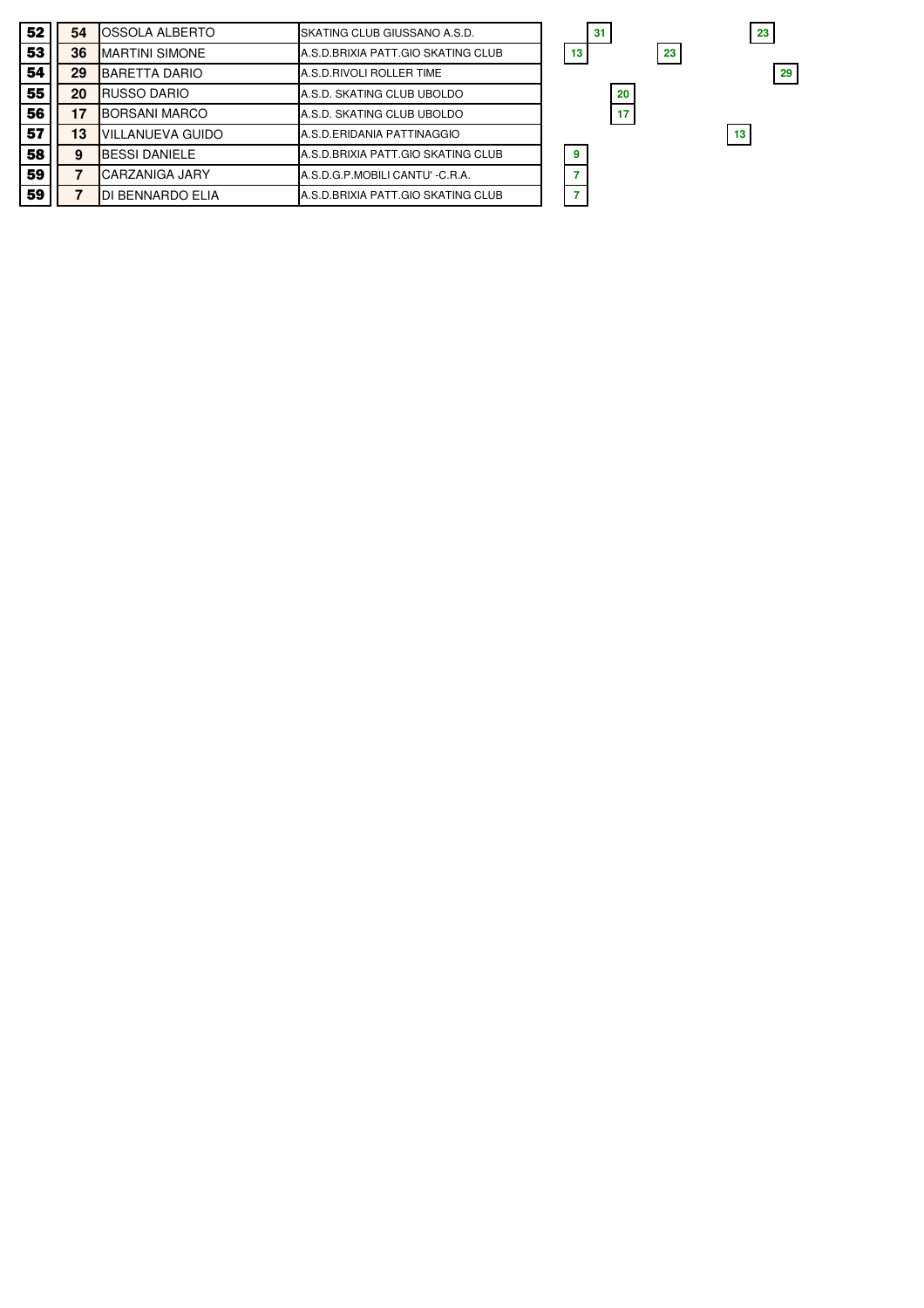| | | | | | | | | | | | | | |
|---|---|---|---|---|---|---|---|---|---|---|---|---|---|
| 52 | 54 | OSSOLA ALBERTO | SKATING CLUB GIUSSANO A.S.D. | | 31 | | | | | | | 23 | |
| 53 | 36 | MARTINI SIMONE | A.S.D.BRIXIA PATT.GIO SKATING CLUB | 13 | | | | 23 | | | | | |
| 54 | 29 | BARETTA DARIO | A.S.D.RIVOLI ROLLER TIME | | | | | | | | | | 29 |
| 55 | 20 | RUSSO DARIO | A.S.D. SKATING CLUB UBOLDO | | | 20 | | | | | | | |
| 56 | 17 | BORSANI MARCO | A.S.D. SKATING CLUB UBOLDO | | | 17 | | | | | | | |
| 57 | 13 | VILLANUEVA GUIDO | A.S.D.ERIDANIA PATTINAGGIO | | | | | | | | 13 | | |
| 58 | 9 | BESSI DANIELE | A.S.D.BRIXIA PATT.GIO SKATING CLUB | 9 | | | | | | | | | |
| 59 | 7 | CARZANIGA JARY | A.S.D.G.P.MOBILI CANTU' -C.R.A. | 7 | | | | | | | | | |
| 59 | 7 | DI BENNARDO ELIA | A.S.D.BRIXIA PATT.GIO SKATING CLUB | 7 | | | | | | | | | |